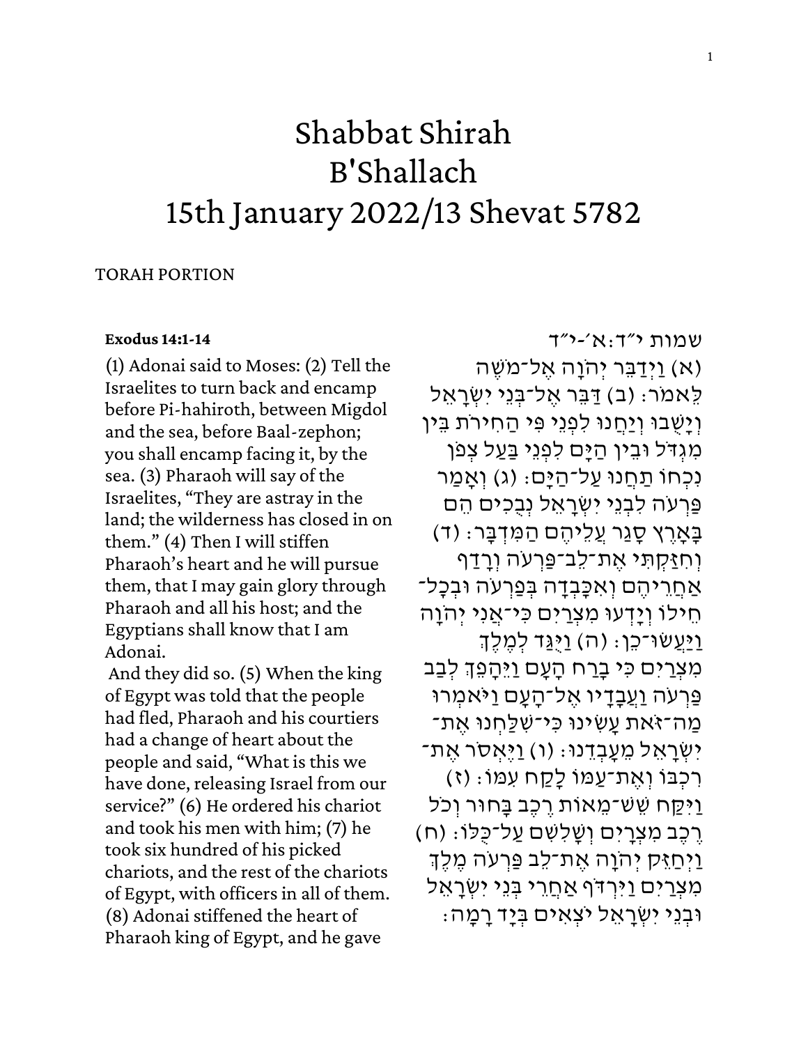# Shabbat Shirah
# B'Shallach
# 15th January 2022/13 Shevat 5782

TORAH PORTION

**Exodus 14:1-14**

(1) Adonai said to Moses: (2) Tell the Israelites to turn back and encamp before Pi-hahiroth, between Migdol and the sea, before Baal-zephon; you shall encamp facing it, by the sea. (3) Pharaoh will say of the Israelites, "They are astray in the land; the wilderness has closed in on them." (4) Then I will stiffen Pharaoh's heart and he will pursue them, that I may gain glory through Pharaoh and all his host; and the Egyptians shall know that I am Adonai.

And they did so. (5) When the king of Egypt was told that the people had fled, Pharaoh and his courtiers had a change of heart about the people and said, "What is this we have done, releasing Israel from our service?" (6) He ordered his chariot and took his men with him; (7) he took six hundred of his picked chariots, and the rest of the chariots of Egypt, with officers in all of them. (8) Adonai stiffened the heart of Pharaoh king of Egypt, and he gave

שמות י״ד:א׳-י״ד

(א) וַיְדַבֵּר יְהֹוָה אֶל־מֹשֶׁה לֵּאמֹר׃ (ב) דַּבֵּר אֶל־בְּנֵי יִשְׂרָאֵל וְיָשֻׁבוּ וְיַחֲנוּ לִפְנֵי פִּי הַחִירֹת בֵּין מִגְדֹּל וּבֵין הַיָּם לִפְנֵי בַּעַל צְפֹן נִכְחוֹ תַחֲנוּ עַל־הַיָּם׃ (ג) וְאָמַר פַּרְעֹה לִבְנֵי יִשְׂרָאֵל נְבֻכִים הֵם בָּאָרֶץ סָגַר עֲלֵיהֶם הַמִּדְבָּר׃ (ד) וְחִזַּקְתִּי אֶת־לֵב־פַּרְעֹה וְרָדַף אַחֲרֵיהֶם וְאִכָּבְדָה בְּפַרְעֹה וּבְכָל־חֵילוֹ וְיָדְעוּ מִצְרַיִם כִּי־אֲנִי יְהֹוָה וַיַּעֲשׂוּ־כֵן׃ (ה) וַיֻּגַּד לְמֶלֶךְ מִצְרַיִם כִּי בָרַח הָעָם וַיֵּהָפֵךְ לְבַב פַּרְעֹה וַעֲבָדָיו אֶל־הָעָם וַיֹּאמְרוּ מַה־זֹּאת עָשִׂינוּ כִּי־שִׁלַּחְנוּ אֶת־יִשְׂרָאֵל מֵעָבְדֵנוּ׃ (ו) וַיֶּאְסֹר אֶת־רִכְבּוֹ וְאֶת־עַמּוֹ לָקַח עִמּוֹ׃ (ז) וַיִּקַּח שֵׁשׁ־מֵאוֹת רֶכֶב בָּחוּר וְכֹל רֶכֶב מִצְרָיִם וְשָׁלִשִׁם עַל־כֻּלּוֹ׃ (ח) וַיְחַזֵּק יְהֹוָה אֶת־לֵב פַּרְעֹה מֶלֶךְ מִצְרַיִם וַיִּרְדֹּף אַחֲרֵי בְּנֵי יִשְׂרָאֵל וּבְנֵי יִשְׂרָאֵל יֹצְאִים בְּיָד רָמָה׃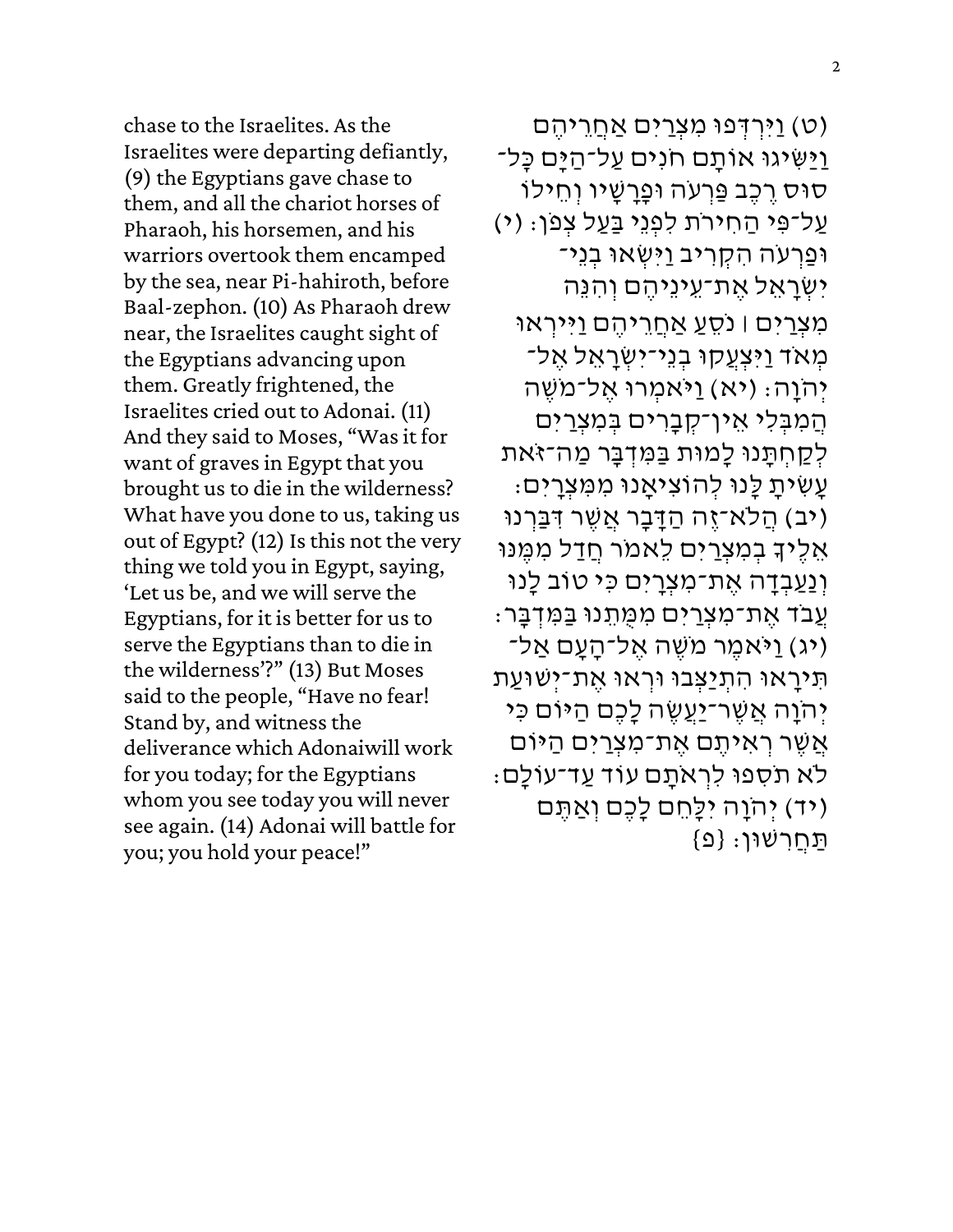(ט) וַיִּרְדְּפוּ מִצְרַיִם אַחֲרֵיהֶם וַיַּשִּׂיגוּ אוֹתָם חֹנִים עַל־הַיָּם כָּל־סוּס רֶכֶב פַּרְעֹה וּפָרָשָׁיו וְחֵילוֹ עַל־פִּי הַחִירֹת לִפְנֵי בַּעַל צְפֹן׃ (י) וּפַרְעֹה הִקְרִיב וַיִּשְׂאוּ בְנֵי־יִשְׂרָאֵל אֶת־עֵינֵיהֶם וְהִנֵּה מִצְרַיִם ׀ נֹסֵעַ אַחֲרֵיהֶם וַיִּירְאוּ מְאֹד וַיִּצְעֲקוּ בְנֵי־יִשְׂרָאֵל אֶל־יְהֹוָה׃ (יא) וַיֹּאמְרוּ אֶל־מֹשֶׁה הֲמִבְּלִי אֵין־קְבָרִים בְּמִצְרַיִם לְקַחְתָּנוּ לָמוּת בַּמִּדְבָּר מַה־זֹּאת עָשִׂיתָ לָּנוּ לְהוֹצִיאָנוּ מִמִּצְרָיִם׃ (יב) הֲלֹא־זֶה הַדָּבָר אֲשֶׁר דִּבַּרְנוּ אֵלֶיךָ בְמִצְרַיִם לֵאמֹר חֲדַל מִמֶּנּוּ וְנַעַבְדָה אֶת־מִצְרָיִם כִּי טוֹב לָנוּ עֲבֹד אֶת־מִצְרַיִם מִמֻּתֵנוּ בַּמִּדְבָּר׃ (יג) וַיֹּאמֶר מֹשֶׁה אֶל־הָעָם אַל־תִּירָאוּ הִתְיַצְּבוּ וּרְאוּ אֶת־יְשׁוּעַת יְהֹוָה אֲשֶׁר־יַעֲשֶׂה לָכֶם הַיּוֹם כִּי אֲשֶׁר רְאִיתֶם אֶת־מִצְרַיִם הַיּוֹם לֹא תֹסִפוּ לִרְאֹתָם עוֹד עַד־עוֹלָם׃ (יד) יְהֹוָה יִלָּחֵם לָכֶם וְאַתֶּם תַּחֲרִשׁוּן׃ {פ}

chase to the Israelites. As the Israelites were departing defiantly, (9) the Egyptians gave chase to them, and all the chariot horses of Pharaoh, his horsemen, and his warriors overtook them encamped by the sea, near Pi-hahiroth, before Baal-zephon. (10) As Pharaoh drew near, the Israelites caught sight of the Egyptians advancing upon them. Greatly frightened, the Israelites cried out to Adonai. (11) And they said to Moses, "Was it for want of graves in Egypt that you brought us to die in the wilderness? What have you done to us, taking us out of Egypt? (12) Is this not the very thing we told you in Egypt, saying, 'Let us be, and we will serve the Egyptians, for it is better for us to serve the Egyptians than to die in the wilderness'?" (13) But Moses said to the people, "Have no fear! Stand by, and witness the deliverance which Adonaiwill work for you today; for the Egyptians whom you see today you will never see again. (14) Adonai will battle for you; you hold your peace!"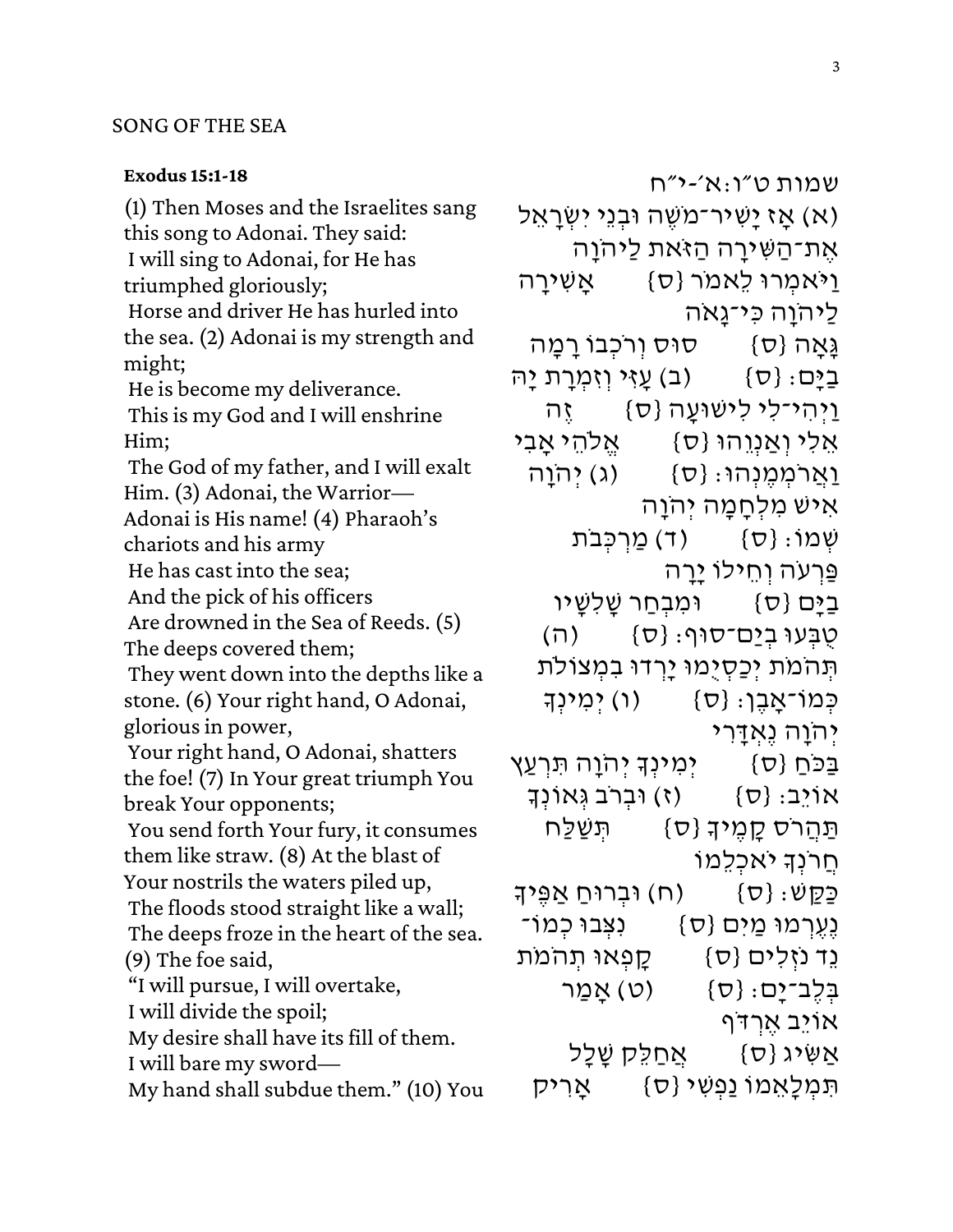## SONG OF THE SEA

**Exodus 15:1-18**

(1) Then Moses and the Israelites sang this song to Adonai. They said:
 I will sing to Adonai, for He has triumphed gloriously;
 Horse and driver He has hurled into the sea. (2) Adonai is my strength and might;
 He is become my deliverance.
 This is my God and I will enshrine Him;
 The God of my father, and I will exalt Him. (3) Adonai, the Warrior—
Adonai is His name! (4) Pharaoh's chariots and his army
 He has cast into the sea;
 And the pick of his officers
 Are drowned in the Sea of Reeds. (5) The deeps covered them;
 They went down into the depths like a stone. (6) Your right hand, O Adonai, glorious in power,
 Your right hand, O Adonai, shatters the foe! (7) In Your great triumph You break Your opponents;
 You send forth Your fury, it consumes them like straw. (8) At the blast of Your nostrils the waters piled up,
 The floods stood straight like a wall;
 The deeps froze in the heart of the sea. (9) The foe said,
 "I will pursue, I will overtake,
 I will divide the spoil;
 My desire shall have its fill of them.
 I will bare my sword—
 My hand shall subdue them." (10) You

שמות ט״ו:א׳-י״ח

(א) אָז יָשִׁיר־מֹשֶׁה וּבְנֵי יִשְׂרָאֵל אֶת־הַשִּׁירָה הַזֹּאת לַיהֹוָה וַיֹּאמְרוּ לֵאמֹר {ס} אָשִׁירָה לַיהֹוָה כִּי־גָאֹה גָּאָה {ס} סוּס וְרֹכְבוֹ רָמָה בַיָּם׃ {ס} (ב) עָזִּי וְזִמְרָת יָהּ וַיְהִי־לִי לִישׁוּעָה {ס} זֶה אֵלִי וְאַנְוֵהוּ {ס} אֱלֹהֵי אָבִי וַאֲרֹמְמֶנְהוּ׃ {ס} (ג) יְהֹוָה אִישׁ מִלְחָמָה יְהֹוָה שְׁמוֹ׃ {ס} (ד) מַרְכְּבֹת פַּרְעֹה וְחֵילוֹ יָרָה בַיָּם {ס} וּמִבְחַר שָׁלִשָׁיו טֻבְּעוּ בְיַם־סוּף׃ {ס} (ה) תְּהֹמֹת יְכַסְיֻמוּ יָרְדוּ בִמְצוֹלֹת כְּמוֹ־אָבֶן׃ {ס} (ו) יְמִינְךָ יְהֹוָה נֶאְדָּרִי בַּכֹּחַ {ס} יְמִינְךָ יְהֹוָה תִּרְעַץ אוֹיֵב׃ {ס} (ז) וּבְרֹב גְּאוֹנְךָ תַּהֲרֹס קָמֶיךָ {ס} תְּשַׁלַּח חֲרֹנְךָ יֹאכְלֵמוֹ כַּקַּשׁ׃ {ס} (ח) וּבְרוּחַ אַפֶּיךָ נֶעֶרְמוּ מַיִם {ס} נִצְּבוּ כְמוֹ־נֵד נֹזְלִים {ס} קָפְאוּ תְהֹמֹת בְּלֶב־יָם׃ {ס} (ט) אָמַר אוֹיֵב אֶרְדֹּף אַשִּׂיג {ס} אֲחַלֵּק שָׁלָל תִּמְלָאֵמוֹ נַפְשִׁי {ס} אָרִיק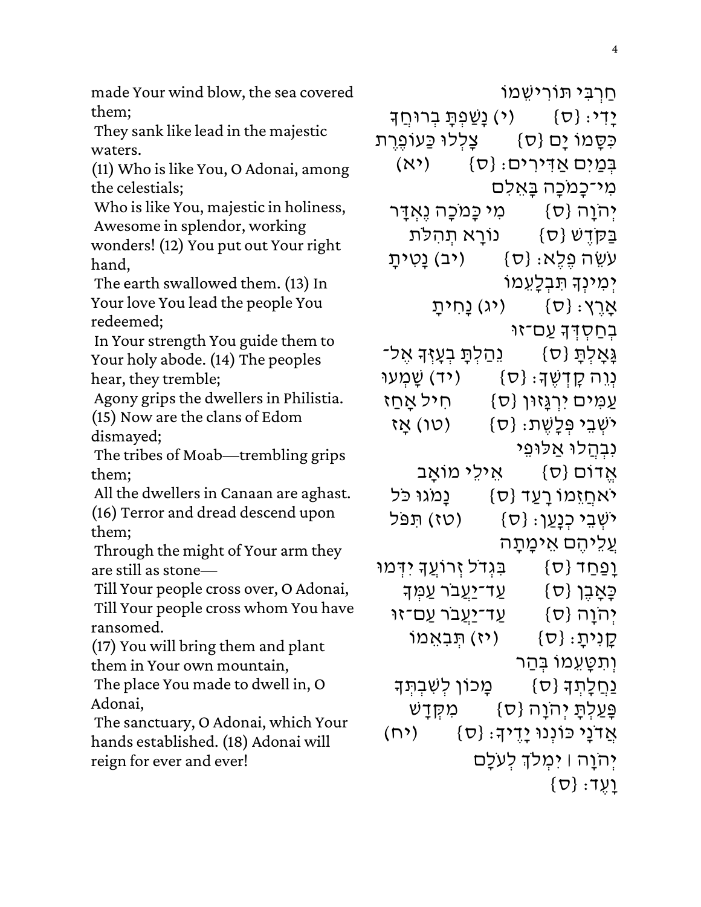made Your wind blow, the sea covered them;
They sank like lead in the majestic waters.
(11) Who is like You, O Adonai, among the celestials;
Who is like You, majestic in holiness,
Awesome in splendor, working wonders! (12) You put out Your right hand,
The earth swallowed them. (13) In Your love You lead the people You redeemed;
In Your strength You guide them to Your holy abode. (14) The peoples hear, they tremble;
Agony grips the dwellers in Philistia. (15) Now are the clans of Edom dismayed;
The tribes of Moab—trembling grips them;
All the dwellers in Canaan are aghast. (16) Terror and dread descend upon them;
Through the might of Your arm they are still as stone—
Till Your people cross over, O Adonai,
Till Your people cross whom You have ransomed.
(17) You will bring them and plant them in Your own mountain,
The place You made to dwell in, O Adonai,
The sanctuary, O Adonai, which Your hands established. (18) Adonai will reign for ever and ever!

חַרְבִּי תּוֹרִישֵׁמוֹ
יָדִי׃ {ס} (י) נָשַׁפְתָּ בְרוּחֲךָ
כִּסָּמוֹ יָם {ס} צָלְלוּ כַּעוֹפֶרֶת
בְּמַיִם אַדִּירִים׃ {ס} (יא)
מִי־כָמֹכָה בָּאֵלִם
יְהֹוָה {ס} מִי כָּמֹכָה נֶאְדָּר
בַּקֹּדֶשׁ {ס} נוֹרָא תְהִלֹּת
עֹשֵׂה פֶלֶא׃ {ס} (יב) נָטִיתָ
יְמִינְךָ תִּבְלָעֵמוֹ
אָרֶץ׃ {ס} (יג) נָחִיתָ
בְחַסְדְּךָ עַם־זוּ
גָּאָלְתָּ {ס} נֵהַלְתָּ בְעָזְּךָ אֶל־
נְוֵה קָדְשֶׁךָ׃ {ס} (יד) שָׁמְעוּ
עַמִּים יִרְגָּזוּן {ס} חִיל אָחַז
יֹשְׁבֵי פְּלָשֶׁת׃ {ס} (טו) אָז
נִבְהֲלוּ אַלּוּפֵי
אֱדוֹם {ס} אֵילֵי מוֹאָב
יֹאחֲזֵמוֹ רָעַד {ס} נָמֹגוּ כֹּל
יֹשְׁבֵי כְנָעַן׃ {ס} (טז) תִּפֹּל
עֲלֵיהֶם אֵימָתָה
וָפַחַד {ס} בִּגְדֹל זְרוֹעֲךָ יִדְּמוּ
כָּאָבֶן {ס} עַד־יַעֲבֹר עַמְּךָ
יְהֹוָה {ס} עַד־יַעֲבֹר עַם־זוּ
קָנִיתָ׃ {ס} (יז) תְּבִאֵמוֹ
וְתִטָּעֵמוֹ בְּהַר
נַחֲלָתְךָ {ס} מָכוֹן לְשִׁבְתְּךָ
פָּעַלְתָּ יְהֹוָה {ס} מִקְּדָשׁ
אֲדֹנָי כּוֹנְנוּ יָדֶיךָ׃ {ס} (יח)
יְהֹוָה ׀ יִמְלֹךְ לְעֹלָם
וָעֶד׃ {ס}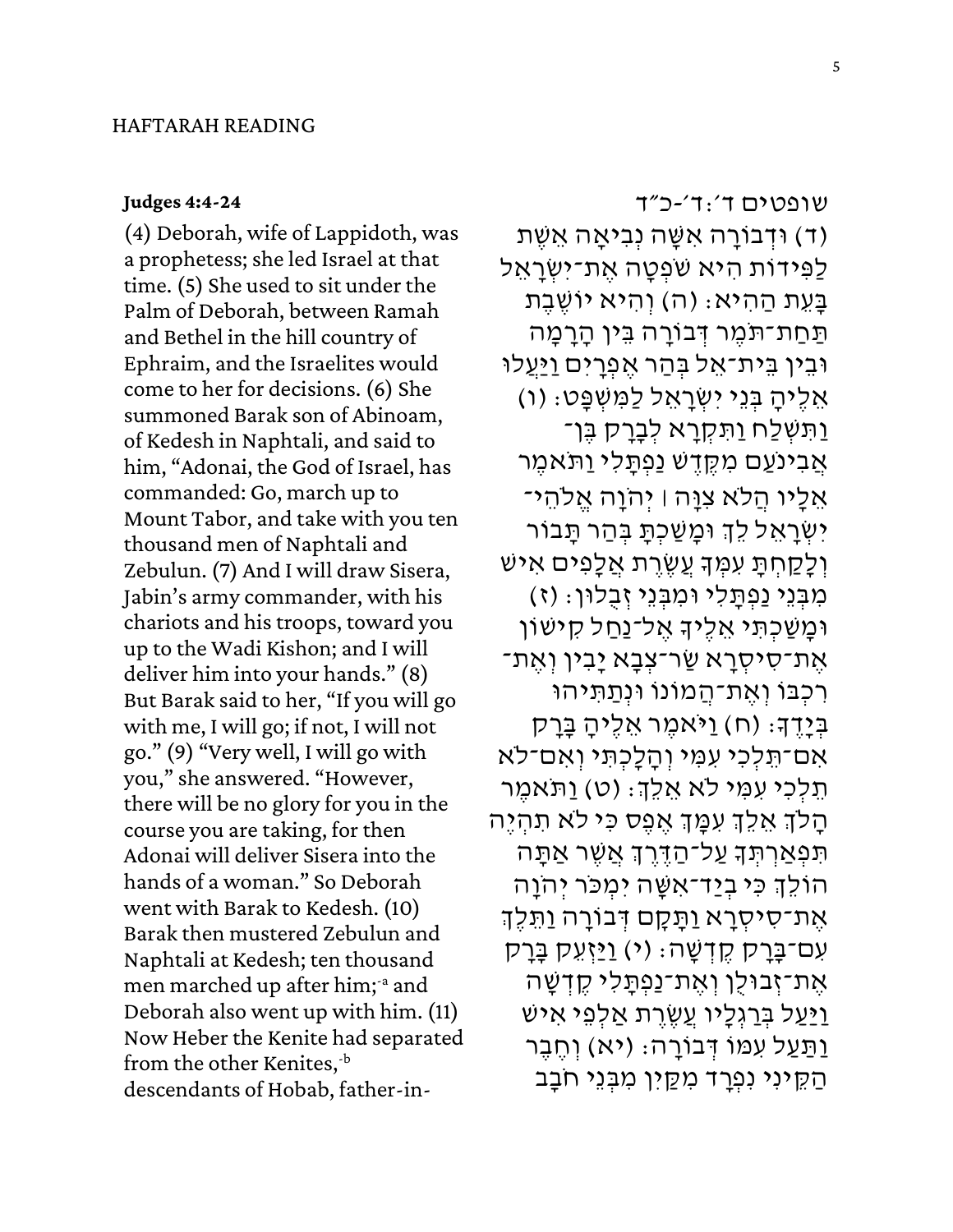HAFTARAH READING

**Judges 4:4-24**

(4) Deborah, wife of Lappidoth, was a prophetess; she led Israel at that time. (5) She used to sit under the Palm of Deborah, between Ramah and Bethel in the hill country of Ephraim, and the Israelites would come to her for decisions. (6) She summoned Barak son of Abinoam, of Kedesh in Naphtali, and said to him, "Adonai, the God of Israel, has commanded: Go, march up to Mount Tabor, and take with you ten thousand men of Naphtali and Zebulun. (7) And I will draw Sisera, Jabin's army commander, with his chariots and his troops, toward you up to the Wadi Kishon; and I will deliver him into your hands." (8) But Barak said to her, "If you will go with me, I will go; if not, I will not go." (9) "Very well, I will go with you," she answered. "However, there will be no glory for you in the course you are taking, for then Adonai will deliver Sisera into the hands of a woman." So Deborah went with Barak to Kedesh. (10) Barak then mustered Zebulun and Naphtali at Kedesh; ten thousand men marched up after him;[-a] and Deborah also went up with him. (11) Now Heber the Kenite had separated from the other Kenites,[-b] descendants of Hobab, father-in-

שופטים ד׳:ד׳-כ״ד

(ד) וּדְבוֹרָה אִשָּׁה נְבִיאָה אֵשֶׁת לַפִּידוֹת הִיא שֹׁפְטָה אֶת־יִשְׂרָאֵל בָּעֵת הַהִיא׃ (ה) וְהִיא יוֹשֶׁבֶת תַּחַת־תֹּמֶר דְּבוֹרָה בֵּין הָרָמָה וּבֵין בֵּית־אֵל בְּהַר אֶפְרָיִם וַיַּעֲלוּ אֵלֶיהָ בְּנֵי יִשְׂרָאֵל לַמִּשְׁפָּט׃ (ו) וַתִּשְׁלַח וַתִּקְרָא לְבָרָק בֶּן־אֲבִינֹעַם מִקֶּדֶשׁ נַפְתָּלִי וַתֹּאמֶר אֵלָיו הֲלֹא צִוָּה ׀ יְהֹוָה אֱלֹהֵי־יִשְׂרָאֵל לֵךְ וּמָשַׁכְתָּ בְּהַר תָּבוֹר וְלָקַחְתָּ עִמְּךָ עֲשֶׂרֶת אֲלָפִים אִישׁ מִבְּנֵי נַפְתָּלִי וּמִבְּנֵי זְבֻלוּן׃ (ז) וּמָשַׁכְתִּי אֵלֶיךָ אֶל־נַחַל קִישׁוֹן אֶת־סִיסְרָא שַׂר־צְבָא יָבִין וְאֶת־רִכְבּוֹ וְאֶת־הֲמוֹנוֹ וּנְתַתִּיהוּ בְּיָדֶךָ׃ (ח) וַיֹּאמֶר אֵלֶיהָ בָּרָק אִם־תֵּלְכִי עִמִּי וְהָלָכְתִּי וְאִם־לֹא תֵלְכִי עִמִּי לֹא אֵלֵךְ׃ (ט) וַתֹּאמֶר הָלֹךְ אֵלֵךְ עִמָּךְ אֶפֶס כִּי לֹא תִהְיֶה תִּפְאַרְתְּךָ עַל־הַדֶּרֶךְ אֲשֶׁר אַתָּה הוֹלֵךְ כִּי בְיַד־אִשָּׁה יִמְכֹּר יְהֹוָה אֶת־סִיסְרָא וַתָּקָם דְּבוֹרָה וַתֵּלֶךְ עִם־בָּרָק קֶדְשָׁה׃ (י) וַיַּזְעֵק בָּרָק אֶת־זְבוּלֻן וְאֶת־נַפְתָּלִי קֶדְשָׁה וַיַּעַל בְּרַגְלָיו עֲשֶׂרֶת אַלְפֵי אִישׁ וַתַּעַל עִמּוֹ דְּבוֹרָה׃ (יא) וְחֶבֶר הַקֵּינִי נִפְרָד מִקַּיִן מִבְּנֵי חֹבָב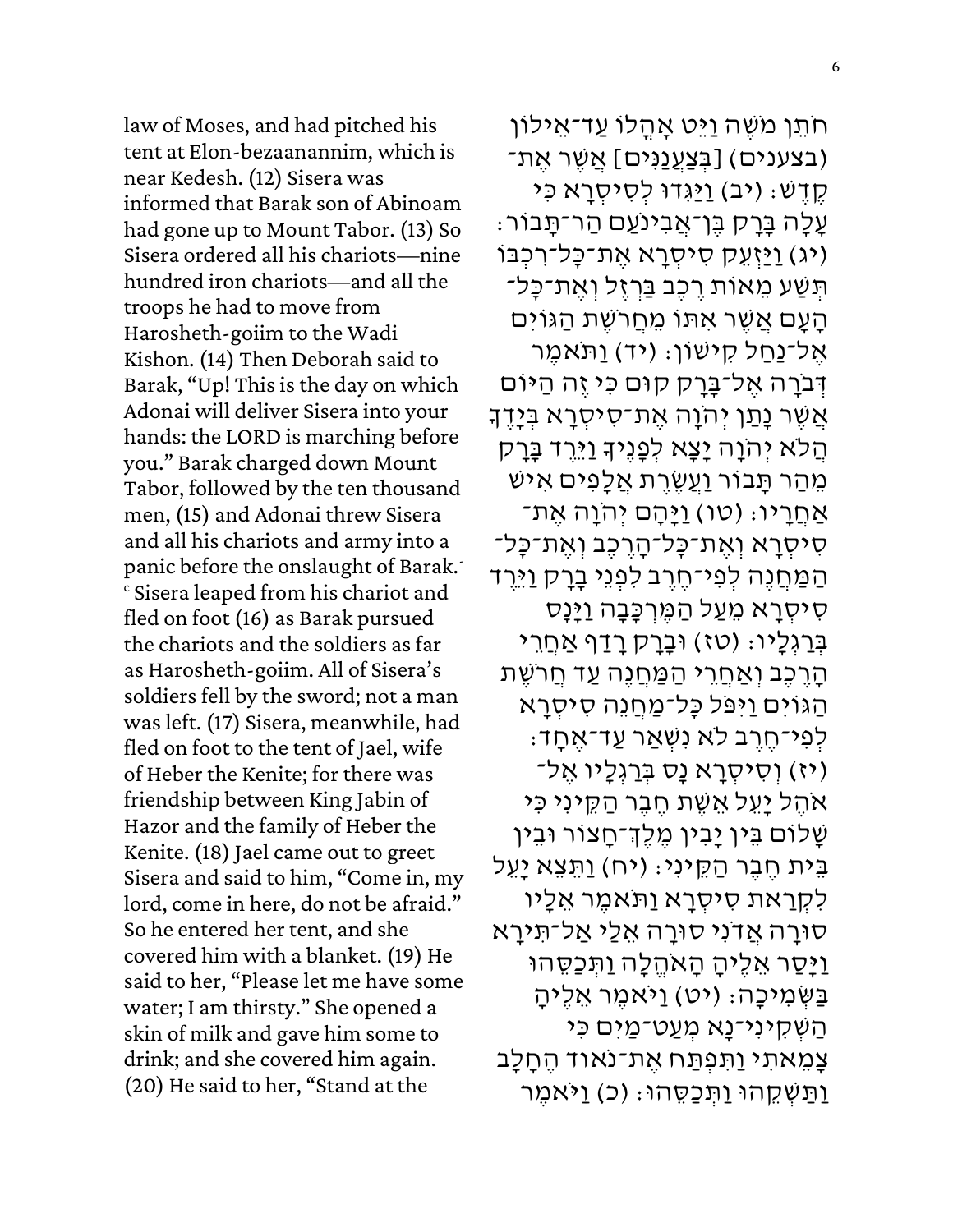law of Moses, and had pitched his tent at Elon-bezaanannim, which is near Kedesh. (12) Sisera was informed that Barak son of Abinoam had gone up to Mount Tabor. (13) So Sisera ordered all his chariots—nine hundred iron chariots—and all the troops he had to move from Harosheth-goiim to the Wadi Kishon. (14) Then Deborah said to Barak, "Up! This is the day on which Adonai will deliver Sisera into your hands: the LORD is marching before you." Barak charged down Mount Tabor, followed by the ten thousand men, (15) and Adonai threw Sisera and all his chariots and army into a panic before the onslaught of Barak.[c] Sisera leaped from his chariot and fled on foot (16) as Barak pursued the chariots and the soldiers as far as Harosheth-goiim. All of Sisera's soldiers fell by the sword; not a man was left. (17) Sisera, meanwhile, had fled on foot to the tent of Jael, wife of Heber the Kenite; for there was friendship between King Jabin of Hazor and the family of Heber the Kenite. (18) Jael came out to greet Sisera and said to him, "Come in, my lord, come in here, do not be afraid." So he entered her tent, and she covered him with a blanket. (19) He said to her, "Please let me have some water; I am thirsty." She opened a skin of milk and gave him some to drink; and she covered him again. (20) He said to her, "Stand at the

חֹתֵן מֹשֶׁה וַיֵּט אָהֳלוֹ עַד־אֵילוֹן (בצענים) [בְּצַעֲנַנִּים] אֲשֶׁר אֶת־קֶדֶשׁ׃ (יב) וַיַּגִּדוּ לְסִיסְרָא כִּי עָלָה בָּרָק בֶּן־אֲבִינֹעַם הַר־תָּבוֹר׃ (יג) וַיַּזְעֵק סִיסְרָא אֶת־כָּל־רִכְבּוֹ תְּשַׁע מֵאוֹת רֶכֶב בַּרְזֶל וְאֶת־כָּל־הָעָם אֲשֶׁר אִתּוֹ מֵחֲרֹשֶׁת הַגּוֹיִם אֶל־נַחַל קִישׁוֹן׃ (יד) וַתֹּאמֶר דְּבֹרָה אֶל־בָּרָק קוּם כִּי זֶה הַיּוֹם אֲשֶׁר נָתַן יְהֹוָה אֶת־סִיסְרָא בְּיָדֶךָ הֲלֹא יְהֹוָה יָצָא לְפָנֶיךָ וַיֵּרֶד בָּרָק מֵהַר תָּבוֹר וַעֲשֶׂרֶת אֲלָפִים אִישׁ אַחֲרָיו׃ (טו) וַיָּהָם יְהֹוָה אֶת־סִיסְרָא וְאֶת־כָּל־הָרֶכֶב וְאֶת־כָּל־הַמַּחֲנֶה לְפִי־חֶרֶב לִפְנֵי בָרָק וַיֵּרֶד סִיסְרָא מֵעַל הַמֶּרְכָּבָה וַיָּנָס בְּרַגְלָיו׃ (טז) וּבָרָק רָדַף אַחֲרֵי הָרֶכֶב וְאַחֲרֵי הַמַּחֲנֶה עַד חֲרֹשֶׁת הַגּוֹיִם וַיִּפֹּל כָּל־מַחֲנֵה סִיסְרָא לְפִי־חֶרֶב לֹא נִשְׁאַר עַד־אֶחָד׃ (יז) וְסִיסְרָא נָס בְּרַגְלָיו אֶל־אֹהֶל יָעֵל אֵשֶׁת חֶבֶר הַקֵּינִי כִּי שָׁלוֹם בֵּין יָבִין מֶלֶךְ־חָצוֹר וּבֵין בֵּית חֶבֶר הַקֵּינִי׃ (יח) וַתֵּצֵא יָעֵל לִקְרַאת סִיסְרָא וַתֹּאמֶר אֵלָיו סוּרָה אֲדֹנִי סוּרָה אֵלַי אַל־תִּירָא וַיָּסַר אֵלֶיהָ הָאֹהֱלָה וַתְּכַסֵּהוּ בַּשְּׂמִיכָה׃ (יט) וַיֹּאמֶר אֵלֶיהָ הַשְׁקִינִי־נָא מְעַט־מַיִם כִּי צָמֵאתִי וַתִּפְתַּח אֶת־נֹאוד הֶחָלָב וַתַּשְׁקֵהוּ וַתְּכַסֵּהוּ׃ (כ) וַיֹּאמֶר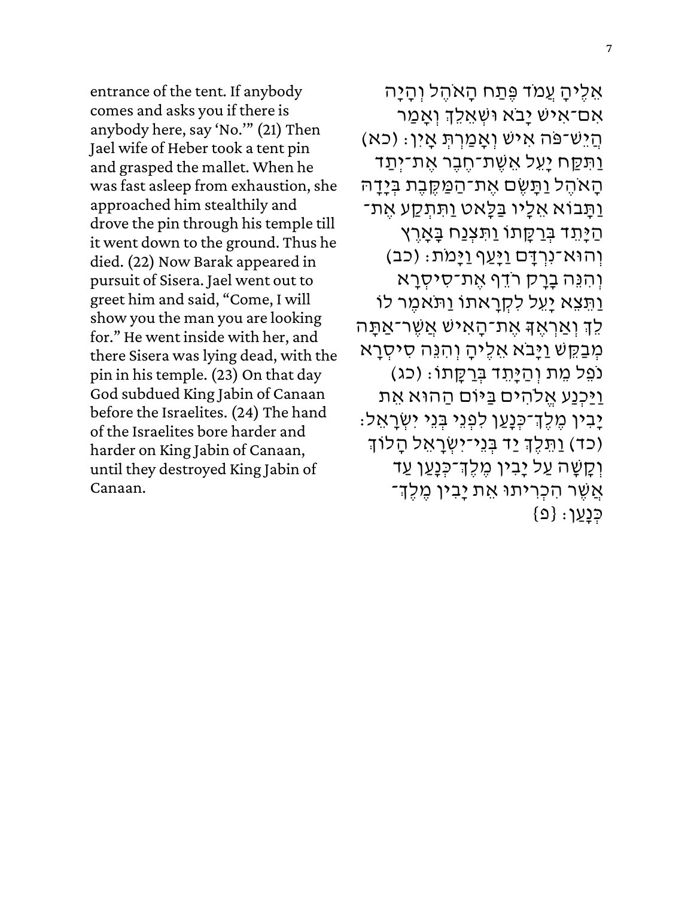entrance of the tent. If anybody comes and asks you if there is anybody here, say 'No.'" (21) Then Jael wife of Heber took a tent pin and grasped the mallet. When he was fast asleep from exhaustion, she approached him stealthily and drove the pin through his temple till it went down to the ground. Thus he died. (22) Now Barak appeared in pursuit of Sisera. Jael went out to greet him and said, "Come, I will show you the man you are looking for." He went inside with her, and there Sisera was lying dead, with the pin in his temple. (23) On that day God subdued King Jabin of Canaan before the Israelites. (24) The hand of the Israelites bore harder and harder on King Jabin of Canaan, until they destroyed King Jabin of Canaan.

אֵלֶיהָ עֲמֹד פֶּתַח הָאֹהֶל וְהָיָה אִם־אִישׁ יָבֹא וּשְׁאֵלֵךְ וְאָמַר הֲיֵשׁ־פֹּה אִישׁ וְאָמַרְתְּ אָיִן׃ (כא) וַתִּקַּח יָעֵל אֵשֶׁת־חֶבֶר אֶת־יְתַד הָאֹהֶל וַתָּשֶׂם אֶת־הַמַּקֶּבֶת בְּיָדָהּ וַתָּבוֹא אֵלָיו בַּלָּאט וַתִּתְקַע אֶת־הַיָּתֵד בְּרַקָּתוֹ וַתִּצְנַח בָּאָרֶץ וְהוּא־נִרְדָּם וַיָּעַף וַיָּמֹת׃ (כב) וְהִנֵּה בָרָק רֹדֵף אֶת־סִיסְרָא וַתֵּצֵא יָעֵל לִקְרָאתוֹ וַתֹּאמֶר לוֹ לֵךְ וְאַרְאֶךָּ אֶת־הָאִישׁ אֲשֶׁר־אַתָּה מְבַקֵּשׁ וַיָּבֹא אֵלֶיהָ וְהִנֵּה סִיסְרָא נֹפֵל מֵת וְהַיָּתֵד בְּרַקָּתוֹ׃ (כג) וַיַּכְנַע אֱלֹהִים בַּיּוֹם הַהוּא אֵת יָבִין מֶלֶךְ־כְּנָעַן לִפְנֵי בְּנֵי יִשְׂרָאֵל׃ (כד) וַתֵּלֶךְ יַד בְּנֵי־יִשְׂרָאֵל הָלוֹךְ וְקָשָׁה עַל יָבִין מֶלֶךְ־כְּנָעַן עַד אֲשֶׁר הִכְרִיתוּ אֵת יָבִין מֶלֶךְ־כְּנָעַן׃ {פ}